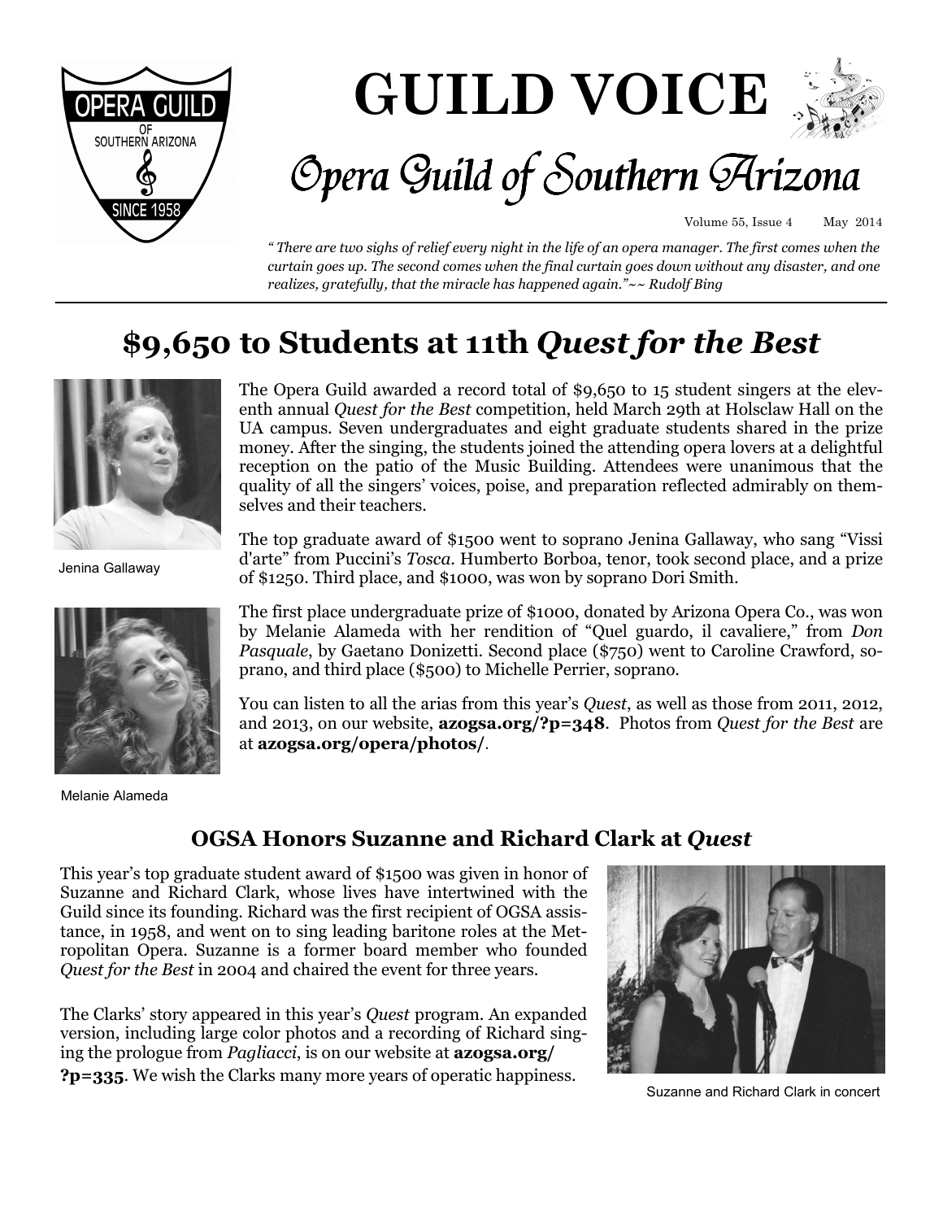# GUILD VOICE

## Opera Guild of Southern Arizona

Volume 55, Issue 4 May 2014

*" There are two sighs of relief every night in the life of an opera manager. The first comes when the curtain goes up. The second comes when the final curtain goes down without any disaster, and one realizes, gratefully, that the miracle has happened again."~~ Rudolf Bing*

## $9,650 to Students at 11th *Quest for the Best*

The Opera Guild awarded a record total of $9,650 to 15 student singers at the eleventh annual *Quest for the Best* competition, held March 29th at Holsclaw Hall on the UA campus. Seven undergraduates and eight graduate students shared in the prize money. After the singing, the students joined the attending opera lovers at a delightful reception on the patio of the Music Building. Attendees were unanimous that the quality of all the singers' voices, poise, and preparation reflected admirably on themselves and their teachers.

Jenina Gallaway

The top graduate award of $1500 went to soprano Jenina Gallaway, who sang "Vissi d'arte" from Puccini's *Tosca*. Humberto Borboa, tenor, took second place, and a prize of $1250. Third place, and $1000, was won by soprano Dori Smith.

The first place undergraduate prize of $1000, donated by Arizona Opera Co., was won by Melanie Alameda with her rendition of "Quel guardo, il cavaliere," from *Don Pasquale*, by Gaetano Donizetti. Second place ($750) went to Caroline Crawford, soprano, and third place ($500) to Michelle Perrier, soprano.

You can listen to all the arias from this year's *Quest*, as well as those from 2011, 2012, and 2013, on our website, **azogsa.org/?p=348**. Photos from *Quest for the Best* are at **azogsa.org/opera/photos/**.

Melanie Alameda

### OGSA Honors Suzanne and Richard Clark at *Quest*

This year's top graduate student award of $1500 was given in honor of Suzanne and Richard Clark, whose lives have intertwined with the Guild since its founding. Richard was the first recipient of OGSA assistance, in 1958, and went on to sing leading baritone roles at the Metropolitan Opera. Suzanne is a former board member who founded *Quest for the Best* in 2004 and chaired the event for three years.

The Clarks' story appeared in this year's *Quest* program. An expanded version, including large color photos and a recording of Richard singing the prologue from *Pagliacci*, is on our website at **azogsa.org/?p=335**. We wish the Clarks many more years of operatic happiness.

Suzanne and Richard Clark in concert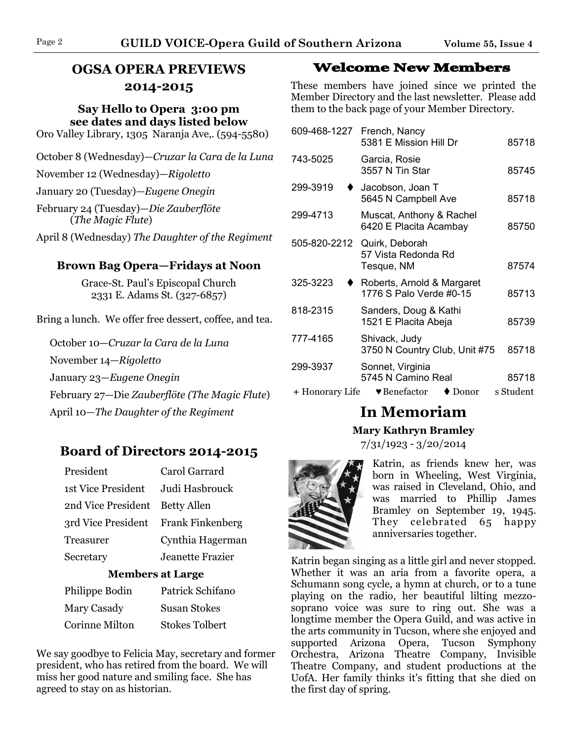## OGSA OPERA PREVIEWS 2014-2015

### Say Hello to Opera 3:00 pm see dates and days listed below

Oro Valley Library, 1305 Naranja Ave,. (594-5580)

October 8 (Wednesday)—*Cruzar la Cara de la Luna*

November 12 (Wednesday)—*Rigoletto*

January 20 (Tuesday)—*Eugene Onegin*

February 24 (Tuesday)—*Die Zauberflöte* (*The Magic Flute*)

April 8 (Wednesday) *The Daughter of the Regiment*

### Brown Bag Opera—Fridays at Noon

Grace-St. Paul's Episcopal Church
2331 E. Adams St. (327-6857)

Bring a lunch. We offer free dessert, coffee, and tea.

October 10—*Cruzar la Cara de la Luna*

November 14—*Rigoletto*

January 23—*Eugene Onegin*

February 27—Die *Zauberflöte (The Magic Flute*)

April 10—*The Daughter of the Regiment*

## Board of Directors 2014-2015

| | |
|---|---|
| President | Carol Garrard |
| 1st Vice President | Judi Hasbrouck |
| 2nd Vice President | Betty Allen |
| 3rd Vice President | Frank Finkenberg |
| Treasurer | Cynthia Hagerman |
| Secretary | Jeanette Frazier |

**Members at Large**

| | |
|---|---|
| Philippe Bodin | Patrick Schifano |
| Mary Casady | Susan Stokes |
| Corinne Milton | Stokes Tolbert |

We say goodbye to Felicia May, secretary and former president, who has retired from the board. We will miss her good nature and smiling face. She has agreed to stay on as historian.

## Welcome New Members

These members have joined since we printed the Member Directory and the last newsletter. Please add them to the back page of your Member Directory.

| Phone | Name / Address | Zip |
|---|---|---|
| 609-468-1227 | French, Nancy<br>5381 E Mission Hill Dr | 85718 |
| 743-5025 | Garcia, Rosie<br>3557 N Tin Star | 85745 |
| 299-3919 ♦ | Jacobson, Joan T<br>5645 N Campbell Ave | 85718 |
| 299-4713 | Muscat, Anthony & Rachel<br>6420 E Placita Acambay | 85750 |
| 505-820-2212 | Quirk, Deborah<br>57 Vista Redonda Rd<br>Tesque, NM | 87574 |
| 325-3223 ♦ | Roberts, Arnold & Margaret<br>1776 S Palo Verde #0-15 | 85713 |
| 818-2315 | Sanders, Doug & Kathi<br>1521 E Placita Abeja | 85739 |
| 777-4165 | Shivack, Judy<br>3750 N Country Club, Unit #75 | 85718 |
| 299-3937 | Sonnet, Virginia<br>5745 N Camino Real | 85718 |

+ Honorary Life ♥ Benefactor ♦ Donor s Student

## In Memoriam

**Mary Kathryn Bramley**
7/31/1923 - 3/20/2014

Katrin, as friends knew her, was born in Wheeling, West Virginia, was raised in Cleveland, Ohio, and was married to Phillip James Bramley on September 19, 1945. They celebrated 65 happy anniversaries together.

Katrin began singing as a little girl and never stopped. Whether it was an aria from a favorite opera, a Schumann song cycle, a hymn at church, or to a tune playing on the radio, her beautiful lilting mezzo-soprano voice was sure to ring out. She was a longtime member the Opera Guild, and was active in the arts community in Tucson, where she enjoyed and supported Arizona Opera, Tucson Symphony Orchestra, Arizona Theatre Company, Invisible Theatre Company, and student productions at the UofA. Her family thinks it's fitting that she died on the first day of spring.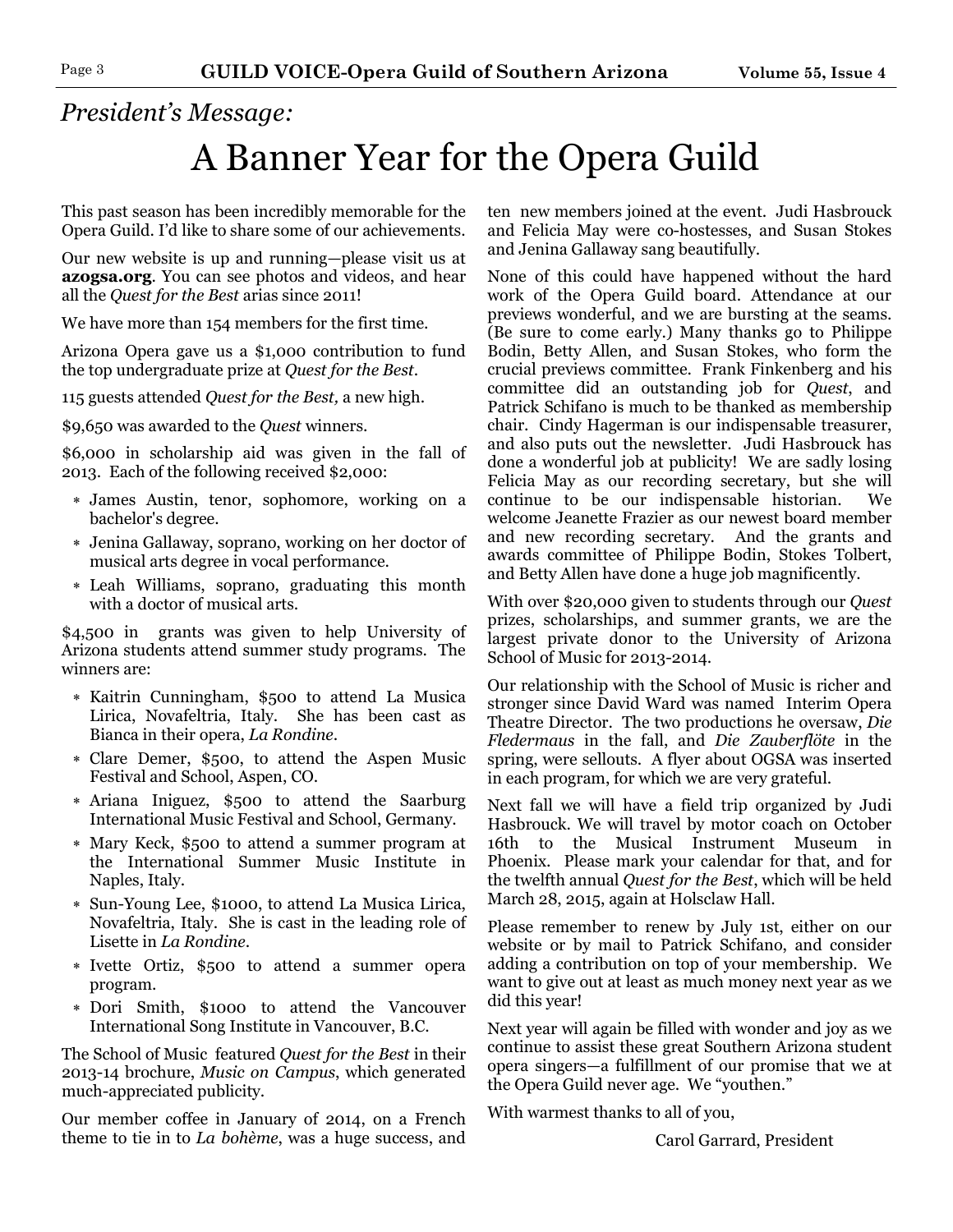*President's Message:*

# A Banner Year for the Opera Guild

This past season has been incredibly memorable for the Opera Guild. I'd like to share some of our achievements.

Our new website is up and running—please visit us at **azogsa.org**. You can see photos and videos, and hear all the *Quest for the Best* arias since 2011!

We have more than 154 members for the first time.

Arizona Opera gave us a $1,000 contribution to fund the top undergraduate prize at *Quest for the Best*.

115 guests attended *Quest for the Best,* a new high.

$9,650 was awarded to the *Quest* winners.

$6,000 in scholarship aid was given in the fall of 2013. Each of the following received $2,000:

- James Austin, tenor, sophomore, working on a bachelor's degree.
- Jenina Gallaway, soprano, working on her doctor of musical arts degree in vocal performance.
- Leah Williams, soprano, graduating this month with a doctor of musical arts.

$4,500 in grants was given to help University of Arizona students attend summer study programs. The winners are:

- Kaitrin Cunningham, $500 to attend La Musica Lirica, Novafeltria, Italy. She has been cast as Bianca in their opera, *La Rondine*.
- Clare Demer, $500, to attend the Aspen Music Festival and School, Aspen, CO.
- Ariana Iniguez, $500 to attend the Saarburg International Music Festival and School, Germany.
- Mary Keck, $500 to attend a summer program at the International Summer Music Institute in Naples, Italy.
- Sun-Young Lee, $1000, to attend La Musica Lirica, Novafeltria, Italy. She is cast in the leading role of Lisette in *La Rondine*.
- Ivette Ortiz, $500 to attend a summer opera program.
- Dori Smith, $1000 to attend the Vancouver International Song Institute in Vancouver, B.C.

The School of Music featured *Quest for the Best* in their 2013-14 brochure, *Music on Campus*, which generated much-appreciated publicity.

Our member coffee in January of 2014, on a French theme to tie in to *La bohème*, was a huge success, and ten new members joined at the event. Judi Hasbrouck and Felicia May were co-hostesses, and Susan Stokes and Jenina Gallaway sang beautifully.

None of this could have happened without the hard work of the Opera Guild board. Attendance at our previews wonderful, and we are bursting at the seams. (Be sure to come early.) Many thanks go to Philippe Bodin, Betty Allen, and Susan Stokes, who form the crucial previews committee. Frank Finkenberg and his committee did an outstanding job for *Quest*, and Patrick Schifano is much to be thanked as membership chair. Cindy Hagerman is our indispensable treasurer, and also puts out the newsletter. Judi Hasbrouck has done a wonderful job at publicity! We are sadly losing Felicia May as our recording secretary, but she will continue to be our indispensable historian. We welcome Jeanette Frazier as our newest board member and new recording secretary. And the grants and awards committee of Philippe Bodin, Stokes Tolbert, and Betty Allen have done a huge job magnificently.

With over $20,000 given to students through our *Quest* prizes, scholarships, and summer grants, we are the largest private donor to the University of Arizona School of Music for 2013-2014.

Our relationship with the School of Music is richer and stronger since David Ward was named Interim Opera Theatre Director. The two productions he oversaw, *Die Fledermaus* in the fall, and *Die Zauberflöte* in the spring, were sellouts. A flyer about OGSA was inserted in each program, for which we are very grateful.

Next fall we will have a field trip organized by Judi Hasbrouck. We will travel by motor coach on October 16th to the Musical Instrument Museum in Phoenix. Please mark your calendar for that, and for the twelfth annual *Quest for the Best*, which will be held March 28, 2015, again at Holsclaw Hall.

Please remember to renew by July 1st, either on our website or by mail to Patrick Schifano, and consider adding a contribution on top of your membership. We want to give out at least as much money next year as we did this year!

Next year will again be filled with wonder and joy as we continue to assist these great Southern Arizona student opera singers—a fulfillment of our promise that we at the Opera Guild never age. We "youthen."

With warmest thanks to all of you,

Carol Garrard, President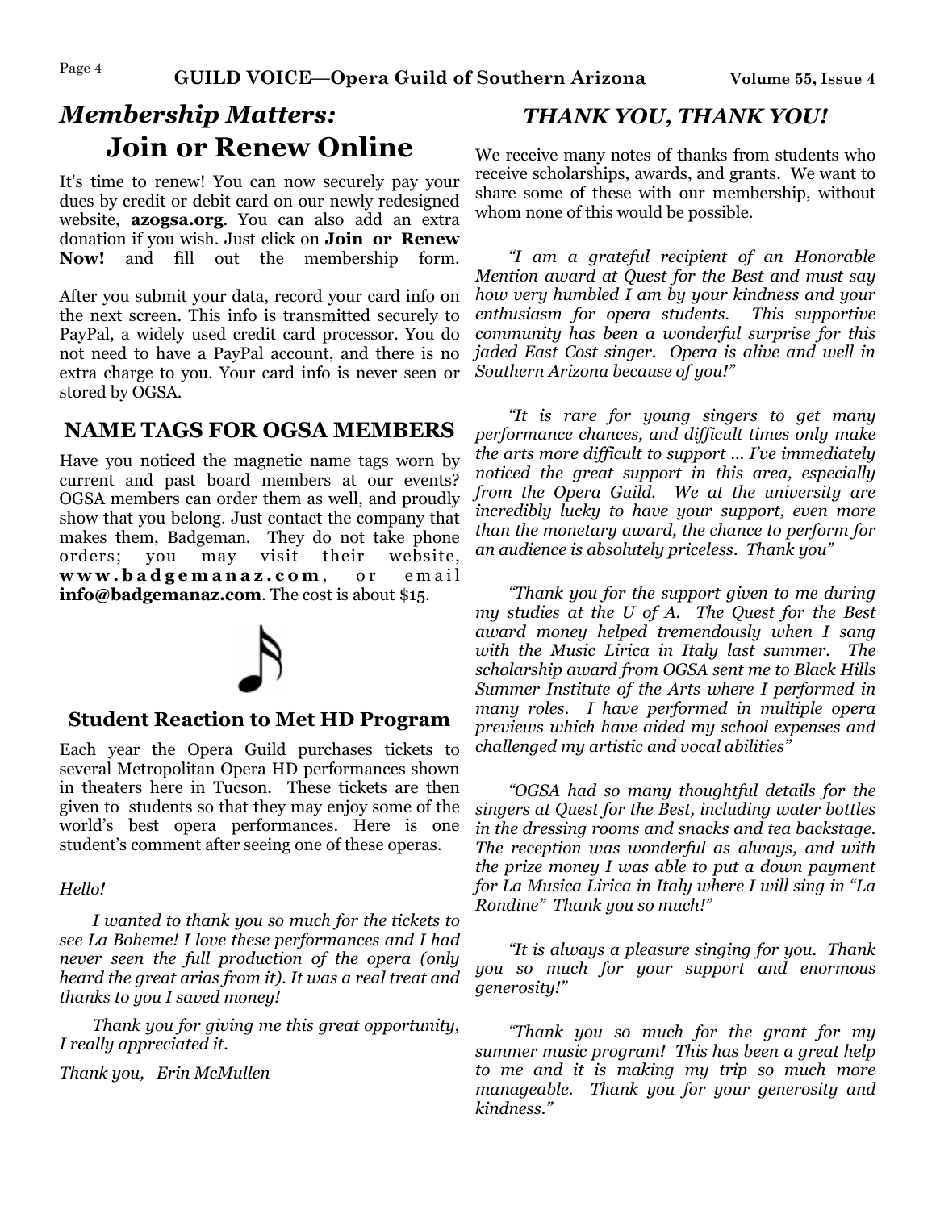## *Membership Matters:* Join or Renew Online

It's time to renew! You can now securely pay your dues by credit or debit card on our newly redesigned website, **azogsa.org**. You can also add an extra donation if you wish. Just click on **Join or Renew Now!** and fill out the membership form.

After you submit your data, record your card info on the next screen. This info is transmitted securely to PayPal, a widely used credit card processor. You do not need to have a PayPal account, and there is no extra charge to you. Your card info is never seen or stored by OGSA.

## NAME TAGS FOR OGSA MEMBERS

Have you noticed the magnetic name tags worn by current and past board members at our events? OGSA members can order them as well, and proudly show that you belong. Just contact the company that makes them, Badgeman. They do not take phone orders; you may visit their website, **www.badgemanaz.com**, or email **info@badgemanaz.com**. The cost is about $15.

## Student Reaction to Met HD Program

Each year the Opera Guild purchases tickets to several Metropolitan Opera HD performances shown in theaters here in Tucson. These tickets are then given to students so that they may enjoy some of the world's best opera performances. Here is one student's comment after seeing one of these operas.

*Hello!*

*I wanted to thank you so much for the tickets to see La Boheme! I love these performances and I had never seen the full production of the opera (only heard the great arias from it). It was a real treat and thanks to you I saved money!*

*Thank you for giving me this great opportunity, I really appreciated it.*

*Thank you, Erin McMullen*

## *THANK YOU, THANK YOU!*

We receive many notes of thanks from students who receive scholarships, awards, and grants. We want to share some of these with our membership, without whom none of this would be possible.

*"I am a grateful recipient of an Honorable Mention award at Quest for the Best and must say how very humbled I am by your kindness and your enthusiasm for opera students. This supportive community has been a wonderful surprise for this jaded East Cost singer. Opera is alive and well in Southern Arizona because of you!"*

*"It is rare for young singers to get many performance chances, and difficult times only make the arts more difficult to support … I've immediately noticed the great support in this area, especially from the Opera Guild. We at the university are incredibly lucky to have your support, even more than the monetary award, the chance to perform for an audience is absolutely priceless. Thank you"*

*"Thank you for the support given to me during my studies at the U of A. The Quest for the Best award money helped tremendously when I sang with the Music Lirica in Italy last summer. The scholarship award from OGSA sent me to Black Hills Summer Institute of the Arts where I performed in many roles. I have performed in multiple opera previews which have aided my school expenses and challenged my artistic and vocal abilities"*

*"OGSA had so many thoughtful details for the singers at Quest for the Best, including water bottles in the dressing rooms and snacks and tea backstage. The reception was wonderful as always, and with the prize money I was able to put a down payment for La Musica Lirica in Italy where I will sing in "La Rondine" Thank you so much!"*

*"It is always a pleasure singing for you. Thank you so much for your support and enormous generosity!"*

*"Thank you so much for the grant for my summer music program! This has been a great help to me and it is making my trip so much more manageable. Thank you for your generosity and kindness."*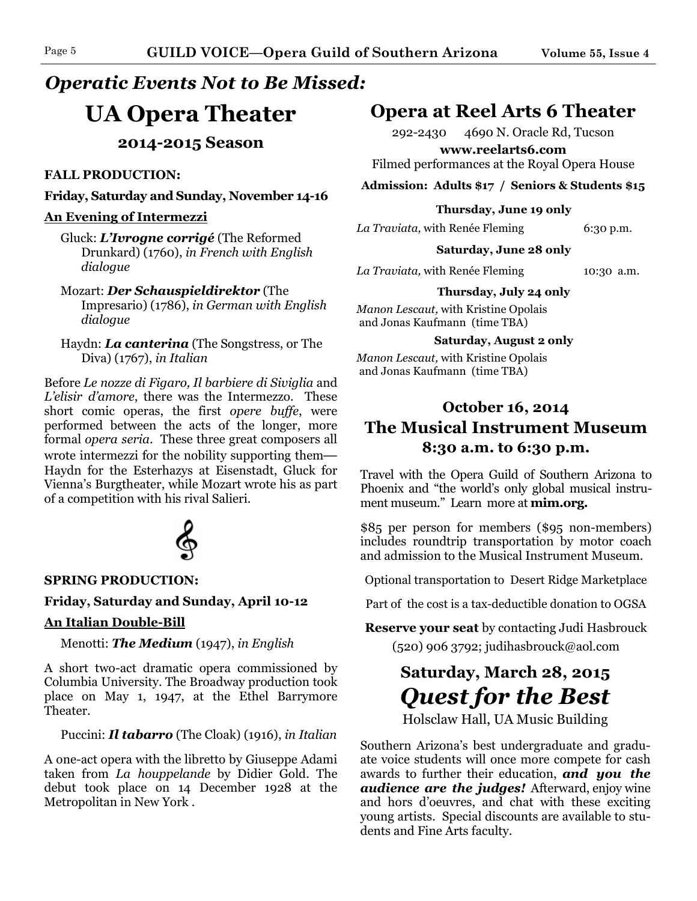## *Operatic Events Not to Be Missed:*

# UA Opera Theater

### 2014-2015 Season

**FALL PRODUCTION:**

**Friday, Saturday and Sunday, November 14-16**

**An Evening of Intermezzi**

Gluck: ***L'Ivrogne corrigé*** (The Reformed Drunkard) (1760), *in French with English dialogue*

Mozart: ***Der Schauspieldirektor*** (The Impresario) (1786), *in German with English dialogue*

Haydn: ***La canterina*** (The Songstress, or The Diva) (1767), *in Italian*

Before *Le nozze di Figaro, Il barbiere di Siviglia* and *L'elisir d'amore*, there was the Intermezzo. These short comic operas, the first *opere buffe*, were performed between the acts of the longer, more formal *opera seria*. These three great composers all wrote intermezzi for the nobility supporting them—Haydn for the Esterhazys at Eisenstadt, Gluck for Vienna's Burgtheater, while Mozart wrote his as part of a competition with his rival Salieri.

**SPRING PRODUCTION:**

**Friday, Saturday and Sunday, April 10-12**

**An Italian Double-Bill**

Menotti: ***The Medium*** (1947), *in English*

A short two-act dramatic opera commissioned by Columbia University. The Broadway production took place on May 1, 1947, at the Ethel Barrymore Theater.

Puccini: ***Il tabarro*** (The Cloak) (1916), *in Italian*

A one-act opera with the libretto by Giuseppe Adami taken from *La houppelande* by Didier Gold. The debut took place on 14 December 1928 at the Metropolitan in New York .

## Opera at Reel Arts 6 Theater

292-2430 4690 N. Oracle Rd, Tucson

**www.reelarts6.com**

Filmed performances at the Royal Opera House

**Admission: Adults $17 / Seniors & Students $15**

**Thursday, June 19 only**

*La Traviata,* with Renée Fleming 6:30 p.m.

**Saturday, June 28 only**

*La Traviata,* with Renée Fleming 10:30 a.m.

**Thursday, July 24 only**

*Manon Lescaut,* with Kristine Opolais and Jonas Kaufmann (time TBA)

**Saturday, August 2 only**

*Manon Lescaut,* with Kristine Opolais and Jonas Kaufmann (time TBA)

### October 16, 2014
## The Musical Instrument Museum
### 8:30 a.m. to 6:30 p.m.

Travel with the Opera Guild of Southern Arizona to Phoenix and "the world's only global musical instrument museum." Learn more at **mim.org.**

$85 per person for members ($95 non-members) includes roundtrip transportation by motor coach and admission to the Musical Instrument Museum.

Optional transportation to Desert Ridge Marketplace

Part of the cost is a tax-deductible donation to OGSA

**Reserve your seat** by contacting Judi Hasbrouck (520) 906 3792; judihasbrouck@aol.com

## Saturday, March 28, 2015
# *Quest for the Best*

Holsclaw Hall, UA Music Building

Southern Arizona's best undergraduate and graduate voice students will once more compete for cash awards to further their education, ***and you the audience are the judges!*** Afterward, enjoy wine and hors d'oeuvres, and chat with these exciting young artists. Special discounts are available to students and Fine Arts faculty.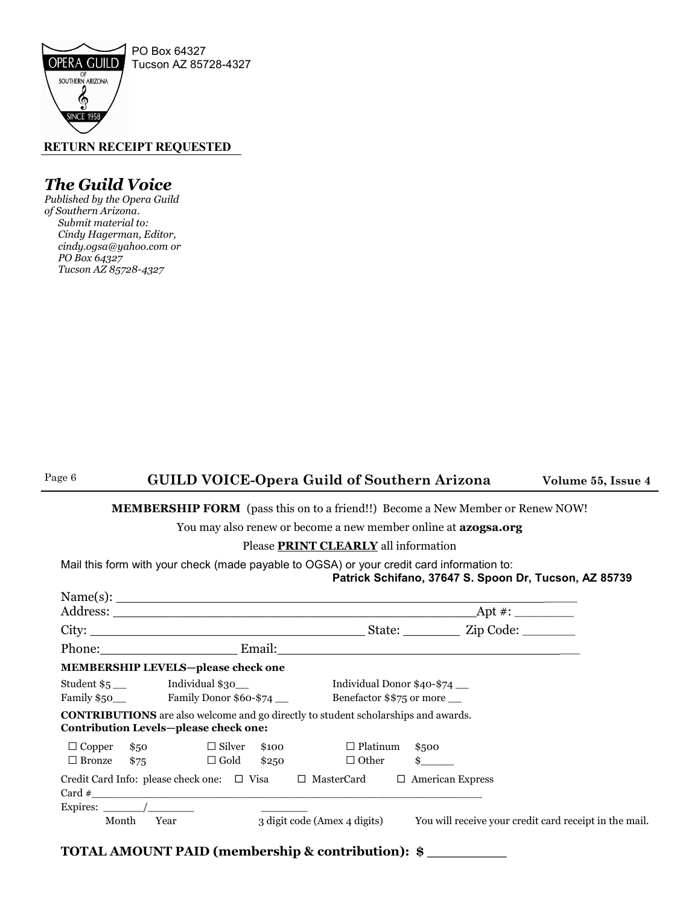PO Box 64327
Tucson AZ 85728-4327

**RETURN RECEIPT REQUESTED**

## *The Guild Voice*

*Published by the Opera Guild of Southern Arizona.*
*Submit material to:*
*Cindy Hagerman, Editor,*
*cindy.ogsa@yahoo.com or*
*PO Box 64327*
*Tucson AZ 85728-4327*

**MEMBERSHIP FORM** (pass this on to a friend!!) Become a New Member or Renew NOW!

You may also renew or become a new member online at **azogsa.org**

Please **PRINT CLEARLY** all information

Mail this form with your check (made payable to OGSA) or your credit card information to:
**Patrick Schifano, 37647 S. Spoon Dr, Tucson, AZ 85739**

Name(s): ______________________________________________________

Address: ______________________________________________ Apt #: ________

City: __________________________________ State: _______ Zip Code: _______

Phone: __________________ Email: ______________________________________

**MEMBERSHIP LEVELS—please check one**

Student $5 __ Individual $30__ Individual Donor $40-$74 __
Family $50__ Family Donor $60-$74 __ Benefactor $$75 or more __

**CONTRIBUTIONS** are also welcome and go directly to student scholarships and awards.
**Contribution Levels—please check one:**

☐ Copper $50 ☐ Silver $100 ☐ Platinum $500
☐ Bronze $75 ☐ Gold $250 ☐ Other $_____

Credit Card Info: please check one: ☐ Visa ☐ MasterCard ☐ American Express
Card #____________________________________________________________

Expires: ______/_______ _______
Month Year 3 digit code (Amex 4 digits) You will receive your credit card receipt in the mail.

**TOTAL AMOUNT PAID (membership & contribution): $ _________**